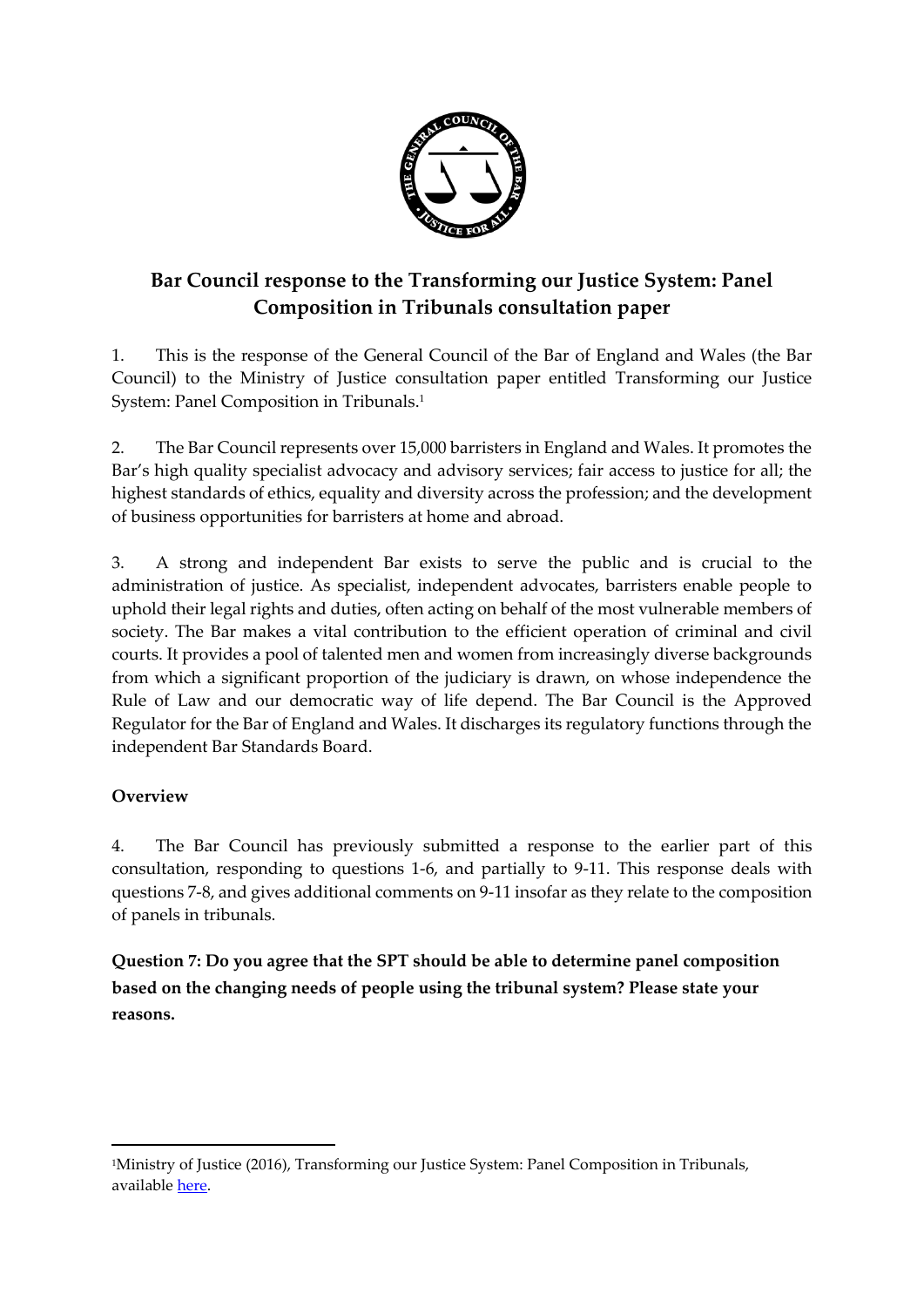# Bar Council response to the Transforming our Justice System: Panel Composition in Tribunals consultation paper

1. This is the response of the General Council of the Bar of England and Wales (the Bar Council) to the Ministry of Justice consultation paper entitled Transforming our Justice System: Panel Composition in Tribunals.[1]

2. The Bar Council represents over 15,000 barristers in England and Wales. It promotes the Bar's high quality specialist advocacy and advisory services; fair access to justice for all; the highest standards of ethics, equality and diversity across the profession; and the development of business opportunities for barristers at home and abroad.

3. A strong and independent Bar exists to serve the public and is crucial to the administration of justice. As specialist, independent advocates, barristers enable people to uphold their legal rights and duties, often acting on behalf of the most vulnerable members of society. The Bar makes a vital contribution to the efficient operation of criminal and civil courts. It provides a pool of talented men and women from increasingly diverse backgrounds from which a significant proportion of the judiciary is drawn, on whose independence the Rule of Law and our democratic way of life depend. The Bar Council is the Approved Regulator for the Bar of England and Wales. It discharges its regulatory functions through the independent Bar Standards Board.

## Overview

4. The Bar Council has previously submitted a response to the earlier part of this consultation, responding to questions 1-6, and partially to 9-11. This response deals with questions 7-8, and gives additional comments on 9-11 insofar as they relate to the composition of panels in tribunals.

**Question 7: Do you agree that the SPT should be able to determine panel composition based on the changing needs of people using the tribunal system? Please state your reasons.**

---

[1] Ministry of Justice (2016), Transforming our Justice System: Panel Composition in Tribunals, available here.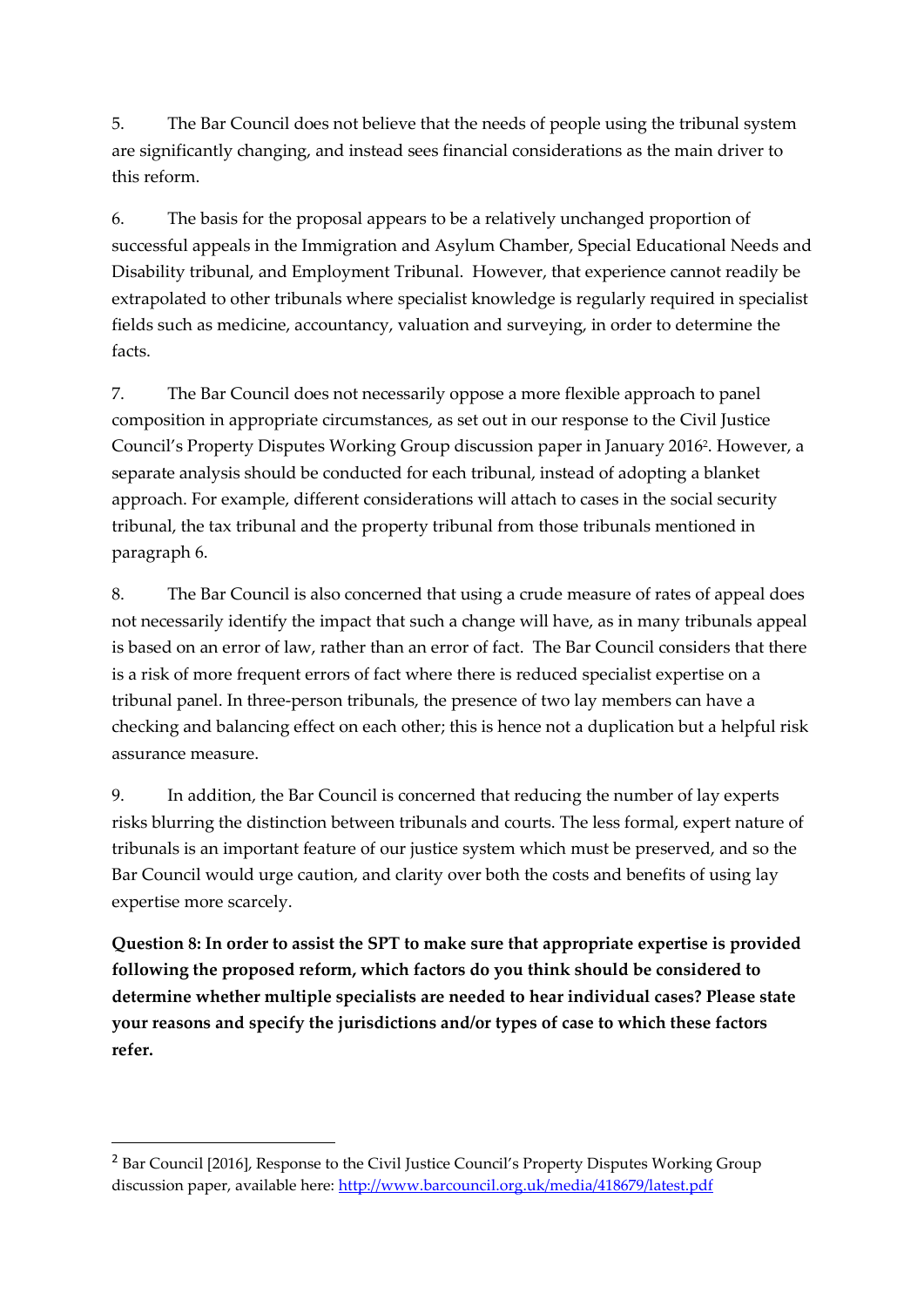5. The Bar Council does not believe that the needs of people using the tribunal system are significantly changing, and instead sees financial considerations as the main driver to this reform.

6. The basis for the proposal appears to be a relatively unchanged proportion of successful appeals in the Immigration and Asylum Chamber, Special Educational Needs and Disability tribunal, and Employment Tribunal. However, that experience cannot readily be extrapolated to other tribunals where specialist knowledge is regularly required in specialist fields such as medicine, accountancy, valuation and surveying, in order to determine the facts.

7. The Bar Council does not necessarily oppose a more flexible approach to panel composition in appropriate circumstances, as set out in our response to the Civil Justice Council's Property Disputes Working Group discussion paper in January 2016[2]. However, a separate analysis should be conducted for each tribunal, instead of adopting a blanket approach. For example, different considerations will attach to cases in the social security tribunal, the tax tribunal and the property tribunal from those tribunals mentioned in paragraph 6.

8. The Bar Council is also concerned that using a crude measure of rates of appeal does not necessarily identify the impact that such a change will have, as in many tribunals appeal is based on an error of law, rather than an error of fact. The Bar Council considers that there is a risk of more frequent errors of fact where there is reduced specialist expertise on a tribunal panel. In three-person tribunals, the presence of two lay members can have a checking and balancing effect on each other; this is hence not a duplication but a helpful risk assurance measure.

9. In addition, the Bar Council is concerned that reducing the number of lay experts risks blurring the distinction between tribunals and courts. The less formal, expert nature of tribunals is an important feature of our justice system which must be preserved, and so the Bar Council would urge caution, and clarity over both the costs and benefits of using lay expertise more scarcely.

**Question 8: In order to assist the SPT to make sure that appropriate expertise is provided following the proposed reform, which factors do you think should be considered to determine whether multiple specialists are needed to hear individual cases? Please state your reasons and specify the jurisdictions and/or types of case to which these factors refer.**

---

[2] Bar Council [2016], Response to the Civil Justice Council's Property Disputes Working Group discussion paper, available here: http://www.barcouncil.org.uk/media/418679/latest.pdf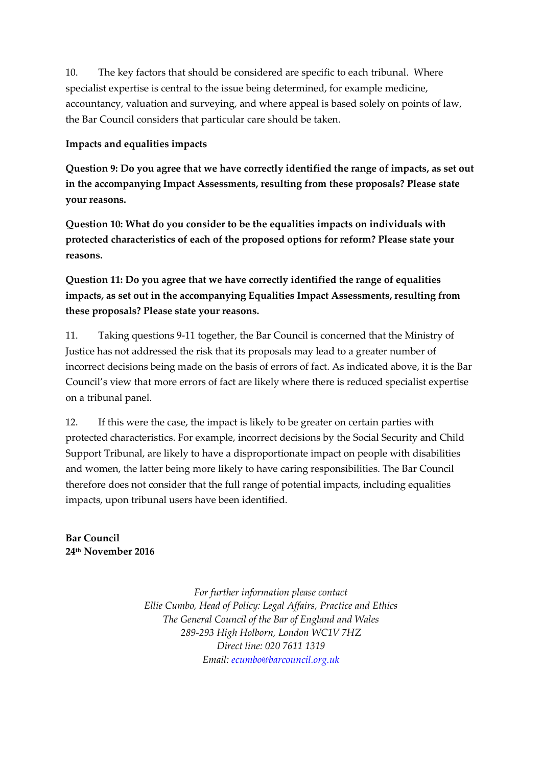10. The key factors that should be considered are specific to each tribunal. Where specialist expertise is central to the issue being determined, for example medicine, accountancy, valuation and surveying, and where appeal is based solely on points of law, the Bar Council considers that particular care should be taken.

**Impacts and equalities impacts**

**Question 9: Do you agree that we have correctly identified the range of impacts, as set out in the accompanying Impact Assessments, resulting from these proposals? Please state your reasons.**

**Question 10: What do you consider to be the equalities impacts on individuals with protected characteristics of each of the proposed options for reform? Please state your reasons.**

**Question 11: Do you agree that we have correctly identified the range of equalities impacts, as set out in the accompanying Equalities Impact Assessments, resulting from these proposals? Please state your reasons.**

11. Taking questions 9-11 together, the Bar Council is concerned that the Ministry of Justice has not addressed the risk that its proposals may lead to a greater number of incorrect decisions being made on the basis of errors of fact. As indicated above, it is the Bar Council's view that more errors of fact are likely where there is reduced specialist expertise on a tribunal panel.

12. If this were the case, the impact is likely to be greater on certain parties with protected characteristics. For example, incorrect decisions by the Social Security and Child Support Tribunal, are likely to have a disproportionate impact on people with disabilities and women, the latter being more likely to have caring responsibilities. The Bar Council therefore does not consider that the full range of potential impacts, including equalities impacts, upon tribunal users have been identified.

**Bar Council**
**24th November 2016**

*For further information please contact*
*Ellie Cumbo, Head of Policy: Legal Affairs, Practice and Ethics*
*The General Council of the Bar of England and Wales*
*289-293 High Holborn, London WC1V 7HZ*
*Direct line: 020 7611 1319*
*Email: ecumbo@barcouncil.org.uk*